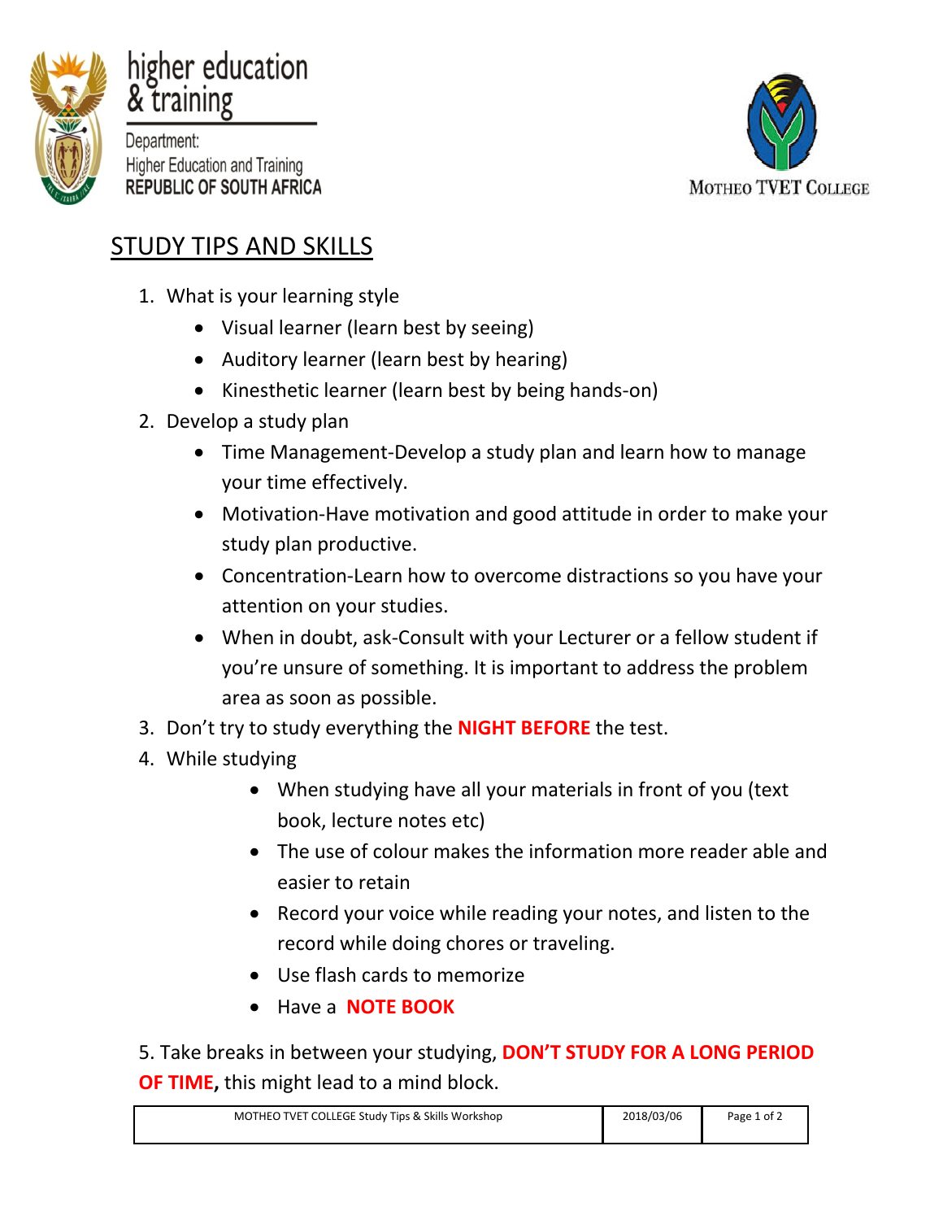higher education & training

Department: Higher Education and Training
REPUBLIC OF SOUTH AFRICA

MOTHEO TVET COLLEGE

# STUDY TIPS AND SKILLS

1. What is your learning style
   - Visual learner (learn best by seeing)
   - Auditory learner (learn best by hearing)
   - Kinesthetic learner (learn best by being hands-on)
2. Develop a study plan
   - Time Management-Develop a study plan and learn how to manage your time effectively.
   - Motivation-Have motivation and good attitude in order to make your study plan productive.
   - Concentration-Learn how to overcome distractions so you have your attention on your studies.
   - When in doubt, ask-Consult with your Lecturer or a fellow student if you're unsure of something. It is important to address the problem area as soon as possible.
3. Don't try to study everything the **NIGHT BEFORE** the test.
4. While studying
   - When studying have all your materials in front of you (text book, lecture notes etc)
   - The use of colour makes the information more reader able and easier to retain
   - Record your voice while reading your notes, and listen to the record while doing chores or traveling.
   - Use flash cards to memorize
   - Have a **NOTE BOOK**

5. Take breaks in between your studying, **DON'T STUDY FOR A LONG PERIOD OF TIME,** this might lead to a mind block.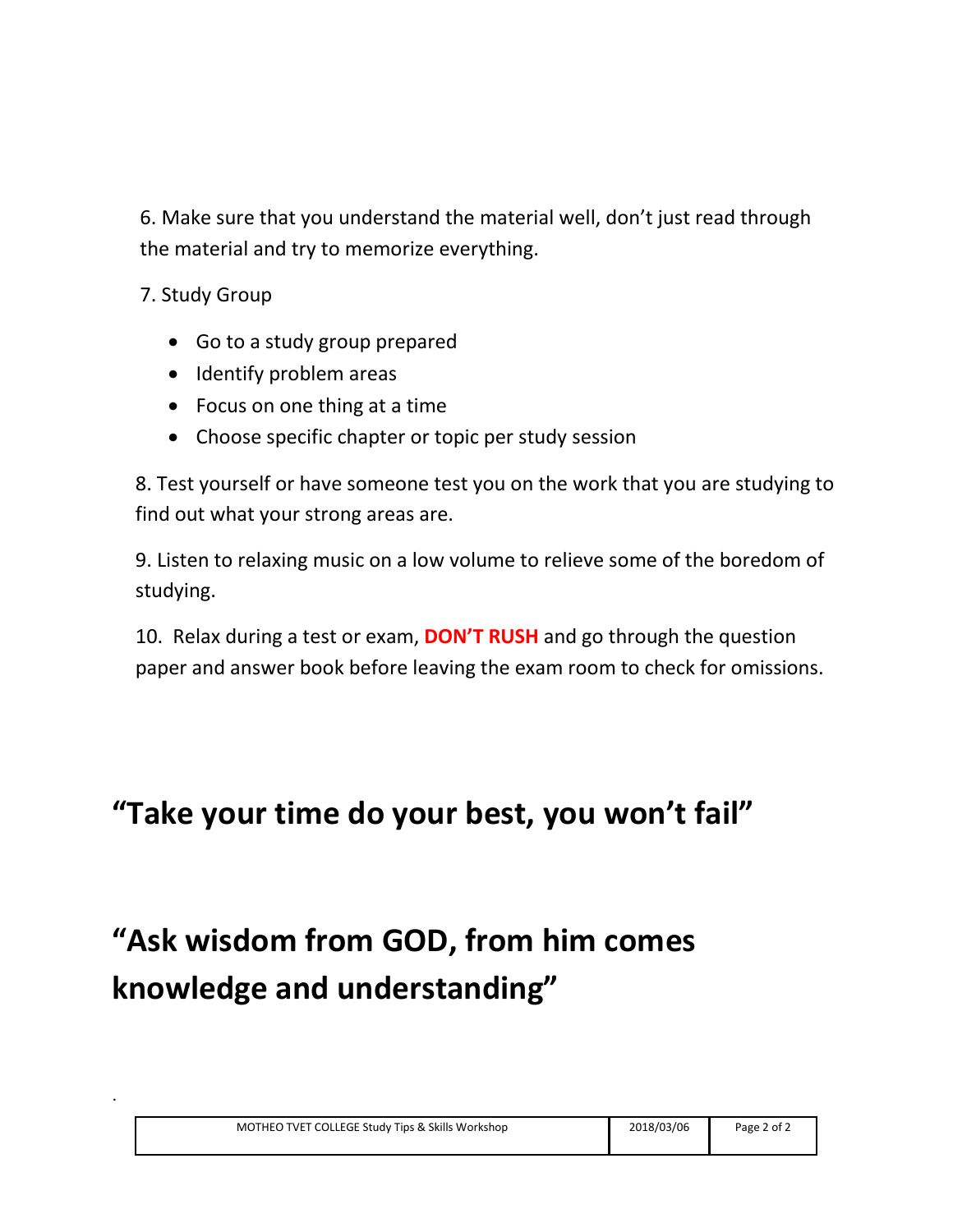6. Make sure that you understand the material well, don't just read through the material and try to memorize everything.

7. Study Group

- Go to a study group prepared
- Identify problem areas
- Focus on one thing at a time
- Choose specific chapter or topic per study session

8. Test yourself or have someone test you on the work that you are studying to find out what your strong areas are.

9. Listen to relaxing music on a low volume to relieve some of the boredom of studying.

10. Relax during a test or exam, **DON'T RUSH** and go through the question paper and answer book before leaving the exam room to check for omissions.

## "Take your time do your best, you won't fail"

## "Ask wisdom from GOD, from him comes knowledge and understanding"